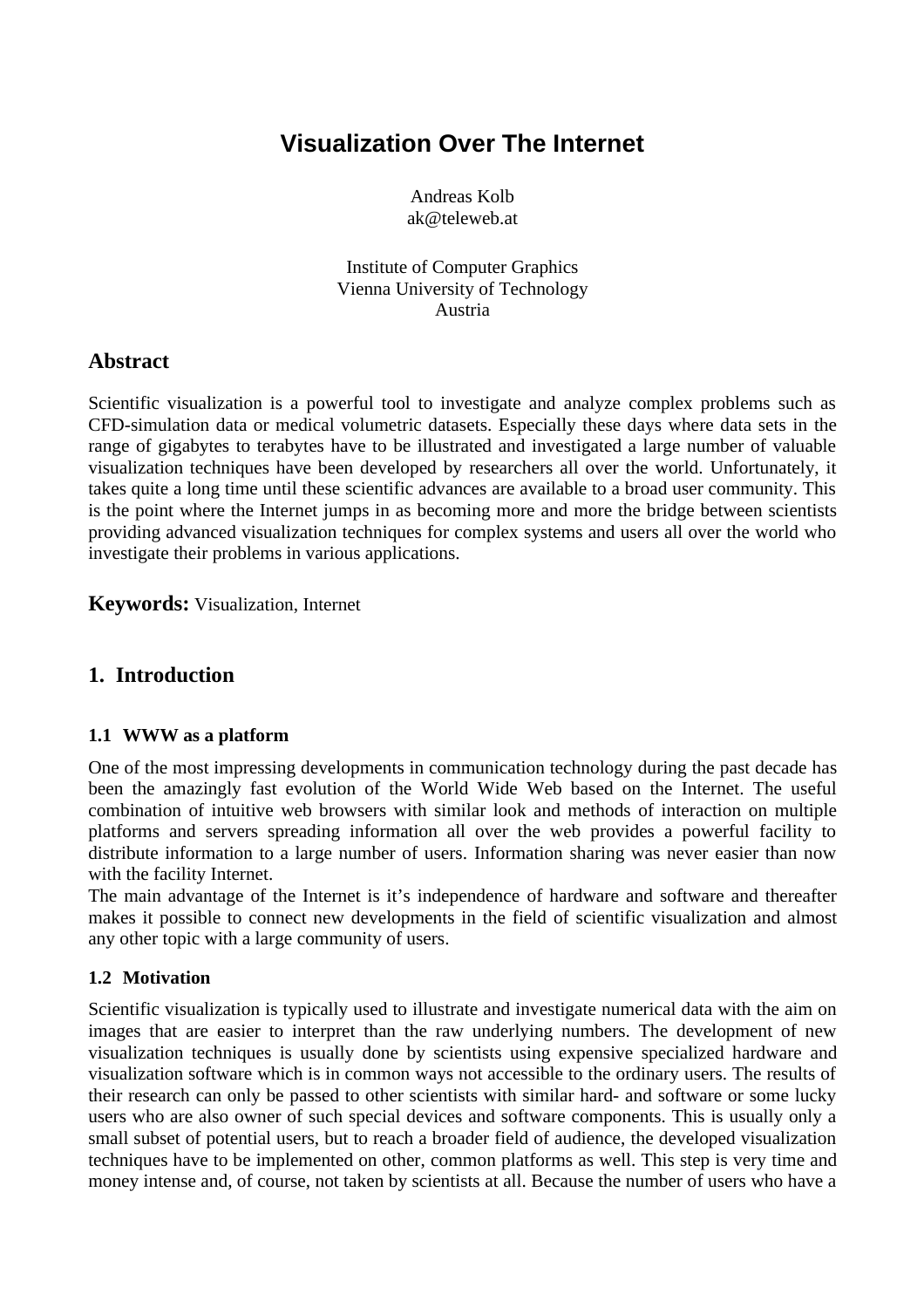# Visualization Over The Internet

Andreas Kolb
ak@teleweb.at

Institute of Computer Graphics
Vienna University of Technology
Austria

## Abstract

Scientific visualization is a powerful tool to investigate and analyze complex problems such as CFD-simulation data or medical volumetric datasets. Especially these days where data sets in the range of gigabytes to terabytes have to be illustrated and investigated a large number of valuable visualization techniques have been developed by researchers all over the world. Unfortunately, it takes quite a long time until these scientific advances are available to a broad user community. This is the point where the Internet jumps in as becoming more and more the bridge between scientists providing advanced visualization techniques for complex systems and users all over the world who investigate their problems in various applications.

**Keywords:** Visualization, Internet

## 1. Introduction

### 1.1 WWW as a platform

One of the most impressing developments in communication technology during the past decade has been the amazingly fast evolution of the World Wide Web based on the Internet. The useful combination of intuitive web browsers with similar look and methods of interaction on multiple platforms and servers spreading information all over the web provides a powerful facility to distribute information to a large number of users. Information sharing was never easier than now with the facility Internet.

The main advantage of the Internet is it's independence of hardware and software and thereafter makes it possible to connect new developments in the field of scientific visualization and almost any other topic with a large community of users.

### 1.2 Motivation

Scientific visualization is typically used to illustrate and investigate numerical data with the aim on images that are easier to interpret than the raw underlying numbers. The development of new visualization techniques is usually done by scientists using expensive specialized hardware and visualization software which is in common ways not accessible to the ordinary users. The results of their research can only be passed to other scientists with similar hard- and software or some lucky users who are also owner of such special devices and software components. This is usually only a small subset of potential users, but to reach a broader field of audience, the developed visualization techniques have to be implemented on other, common platforms as well. This step is very time and money intense and, of course, not taken by scientists at all. Because the number of users who have a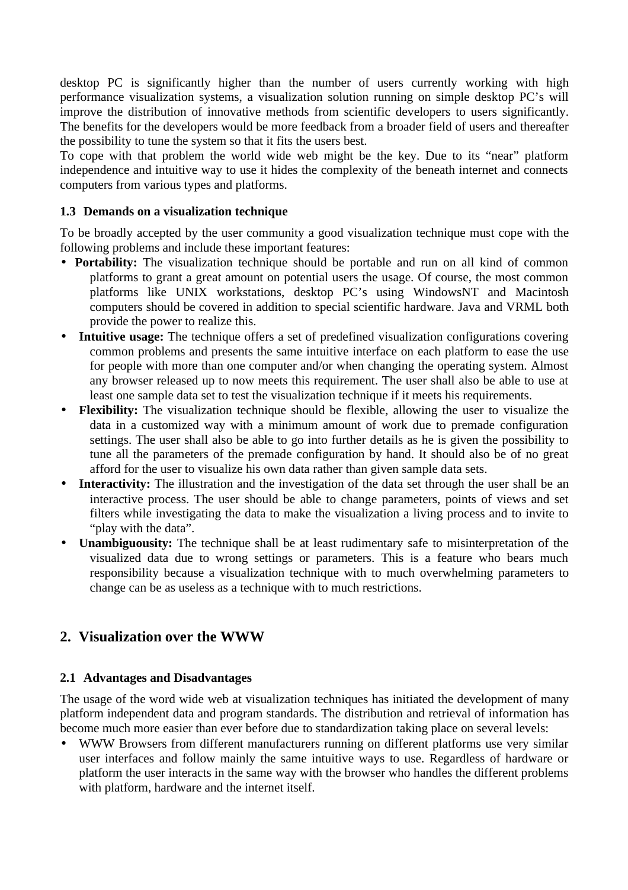desktop PC is significantly higher than the number of users currently working with high performance visualization systems, a visualization solution running on simple desktop PC's will improve the distribution of innovative methods from scientific developers to users significantly. The benefits for the developers would be more feedback from a broader field of users and thereafter the possibility to tune the system so that it fits the users best.
To cope with that problem the world wide web might be the key. Due to its "near" platform independence and intuitive way to use it hides the complexity of the beneath internet and connects computers from various types and platforms.

### 1.3 Demands on a visualization technique

To be broadly accepted by the user community a good visualization technique must cope with the following problems and include these important features:

- **Portability:** The visualization technique should be portable and run on all kind of common platforms to grant a great amount on potential users the usage. Of course, the most common platforms like UNIX workstations, desktop PC's using WindowsNT and Macintosh computers should be covered in addition to special scientific hardware. Java and VRML both provide the power to realize this.
- **Intuitive usage:** The technique offers a set of predefined visualization configurations covering common problems and presents the same intuitive interface on each platform to ease the use for people with more than one computer and/or when changing the operating system. Almost any browser released up to now meets this requirement. The user shall also be able to use at least one sample data set to test the visualization technique if it meets his requirements.
- **Flexibility:** The visualization technique should be flexible, allowing the user to visualize the data in a customized way with a minimum amount of work due to premade configuration settings. The user shall also be able to go into further details as he is given the possibility to tune all the parameters of the premade configuration by hand. It should also be of no great afford for the user to visualize his own data rather than given sample data sets.
- **Interactivity:** The illustration and the investigation of the data set through the user shall be an interactive process. The user should be able to change parameters, points of views and set filters while investigating the data to make the visualization a living process and to invite to "play with the data".
- **Unambiguousity:** The technique shall be at least rudimentary safe to misinterpretation of the visualized data due to wrong settings or parameters. This is a feature who bears much responsibility because a visualization technique with to much overwhelming parameters to change can be as useless as a technique with to much restrictions.

## 2. Visualization over the WWW

### 2.1 Advantages and Disadvantages

The usage of the word wide web at visualization techniques has initiated the development of many platform independent data and program standards. The distribution and retrieval of information has become much more easier than ever before due to standardization taking place on several levels:

- WWW Browsers from different manufacturers running on different platforms use very similar user interfaces and follow mainly the same intuitive ways to use. Regardless of hardware or platform the user interacts in the same way with the browser who handles the different problems with platform, hardware and the internet itself.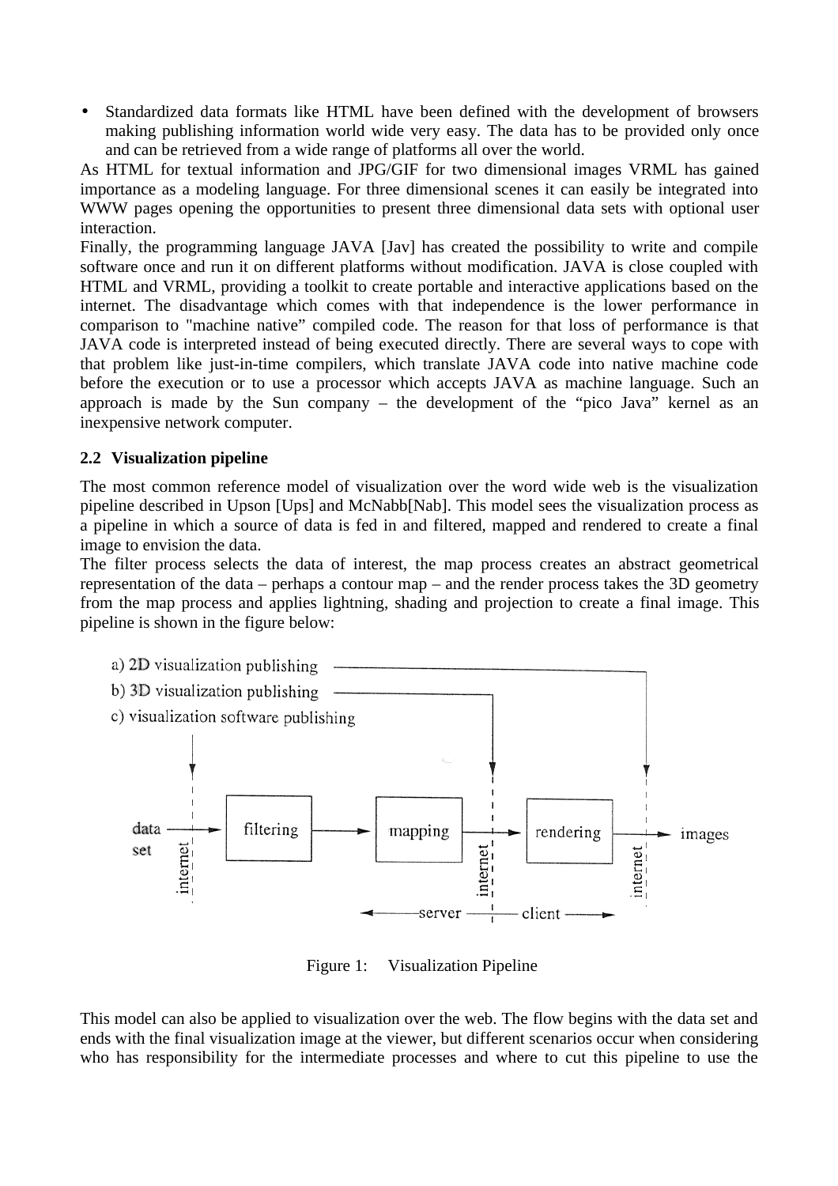- Standardized data formats like HTML have been defined with the development of browsers making publishing information world wide very easy. The data has to be provided only once and can be retrieved from a wide range of platforms all over the world.

As HTML for textual information and JPG/GIF for two dimensional images VRML has gained importance as a modeling language. For three dimensional scenes it can easily be integrated into WWW pages opening the opportunities to present three dimensional data sets with optional user interaction.

Finally, the programming language JAVA [Jav] has created the possibility to write and compile software once and run it on different platforms without modification. JAVA is close coupled with HTML and VRML, providing a toolkit to create portable and interactive applications based on the internet. The disadvantage which comes with that independence is the lower performance in comparison to "machine native" compiled code. The reason for that loss of performance is that JAVA code is interpreted instead of being executed directly. There are several ways to cope with that problem like just-in-time compilers, which translate JAVA code into native machine code before the execution or to use a processor which accepts JAVA as machine language. Such an approach is made by the Sun company – the development of the "pico Java" kernel as an inexpensive network computer.

### 2.2 Visualization pipeline

The most common reference model of visualization over the word wide web is the visualization pipeline described in Upson [Ups] and McNabb[Nab]. This model sees the visualization process as a pipeline in which a source of data is fed in and filtered, mapped and rendered to create a final image to envision the data.

The filter process selects the data of interest, the map process creates an abstract geometrical representation of the data – perhaps a contour map – and the render process takes the 3D geometry from the map process and applies lightning, shading and projection to create a final image. This pipeline is shown in the figure below:

a) 2D visualization publishing
b) 3D visualization publishing
c) visualization software publishing

data set → | internet | → filtering → mapping → | internet | → rendering → | internet | → images

← server | client →

Figure 1: Visualization Pipeline

This model can also be applied to visualization over the web. The flow begins with the data set and ends with the final visualization image at the viewer, but different scenarios occur when considering who has responsibility for the intermediate processes and where to cut this pipeline to use the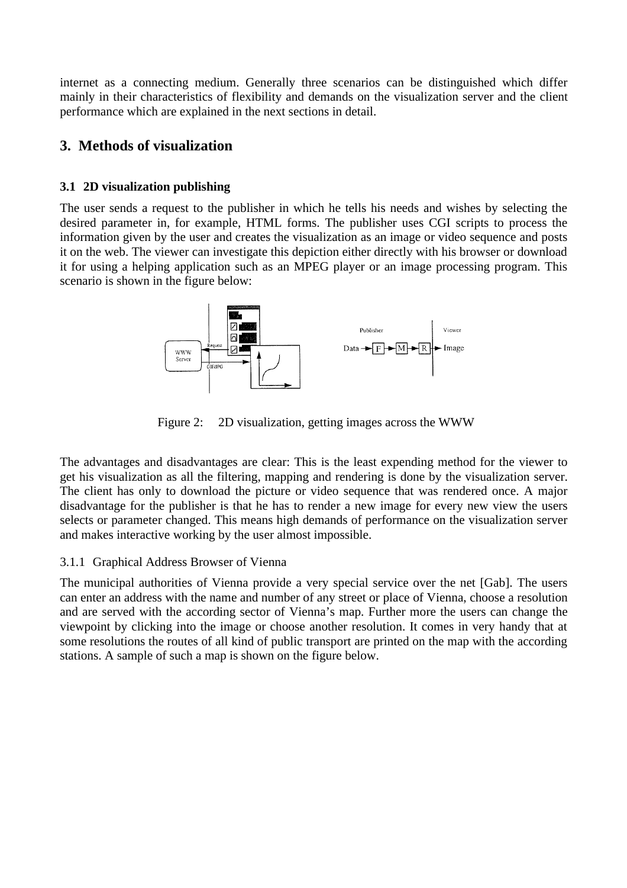internet as a connecting medium. Generally three scenarios can be distinguished which differ mainly in their characteristics of flexibility and demands on the visualization server and the client performance which are explained in the next sections in detail.

## 3. Methods of visualization

### 3.1 2D visualization publishing

The user sends a request to the publisher in which he tells his needs and wishes by selecting the desired parameter in, for example, HTML forms. The publisher uses CGI scripts to process the information given by the user and creates the visualization as an image or video sequence and posts it on the web. The viewer can investigate this depiction either directly with his browser or download it for using a helping application such as an MPEG player or an image processing program. This scenario is shown in the figure below:

Figure 2: 2D visualization, getting images across the WWW

The advantages and disadvantages are clear: This is the least expending method for the viewer to get his visualization as all the filtering, mapping and rendering is done by the visualization server. The client has only to download the picture or video sequence that was rendered once. A major disadvantage for the publisher is that he has to render a new image for every new view the users selects or parameter changed. This means high demands of performance on the visualization server and makes interactive working by the user almost impossible.

#### 3.1.1 Graphical Address Browser of Vienna

The municipal authorities of Vienna provide a very special service over the net [Gab]. The users can enter an address with the name and number of any street or place of Vienna, choose a resolution and are served with the according sector of Vienna's map. Further more the users can change the viewpoint by clicking into the image or choose another resolution. It comes in very handy that at some resolutions the routes of all kind of public transport are printed on the map with the according stations. A sample of such a map is shown on the figure below.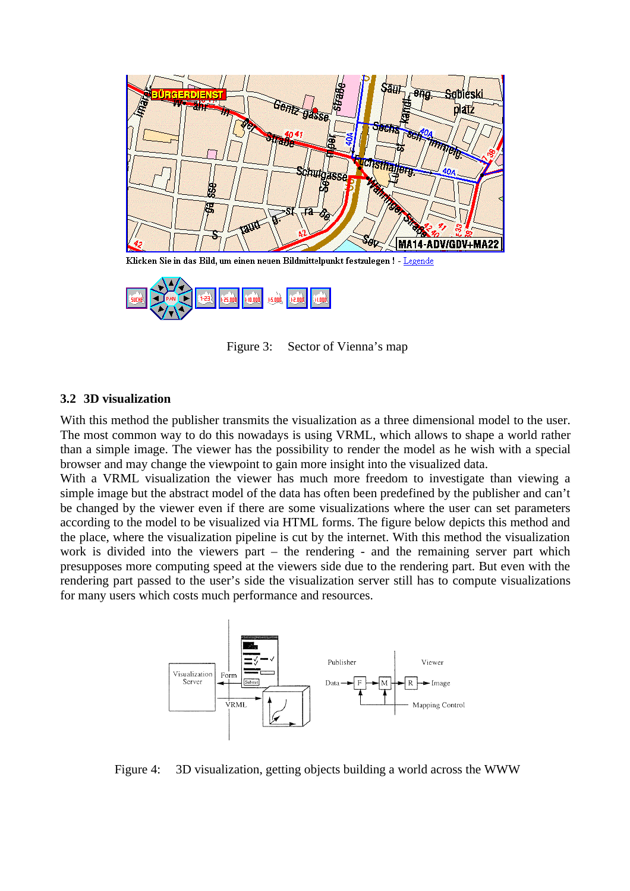Klicken Sie in das Bild, um einen neuen Bildmittelpunkt festzulegen ! - Legende

Figure 3: Sector of Vienna's map

### 3.2 3D visualization

With this method the publisher transmits the visualization as a three dimensional model to the user. The most common way to do this nowadays is using VRML, which allows to shape a world rather than a simple image. The viewer has the possibility to render the model as he wish with a special browser and may change the viewpoint to gain more insight into the visualized data.
With a VRML visualization the viewer has much more freedom to investigate than viewing a simple image but the abstract model of the data has often been predefined by the publisher and can't be changed by the viewer even if there are some visualizations where the user can set parameters according to the model to be visualized via HTML forms. The figure below depicts this method and the place, where the visualization pipeline is cut by the internet. With this method the visualization work is divided into the viewers part – the rendering - and the remaining server part which presupposes more computing speed at the viewers side due to the rendering part. But even with the rendering part passed to the user's side the visualization server still has to compute visualizations for many users which costs much performance and resources.

Figure 4: 3D visualization, getting objects building a world across the WWW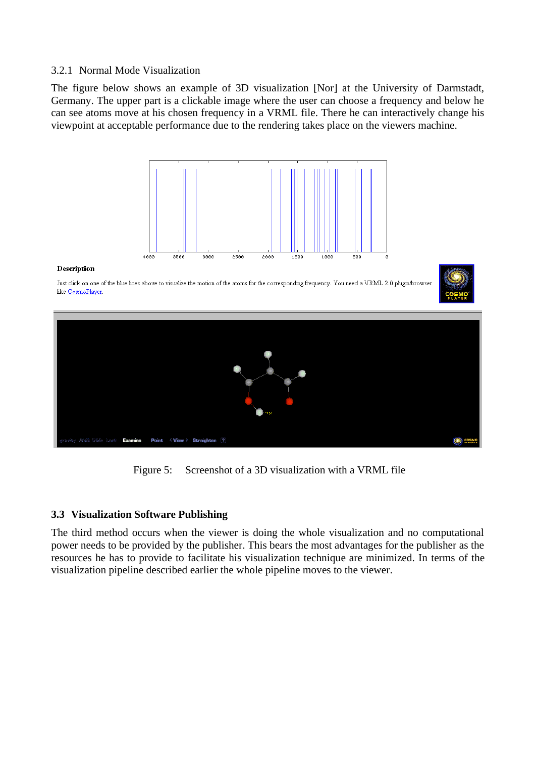### 3.2.1 Normal Mode Visualization

The figure below shows an example of 3D visualization [Nor] at the University of Darmstadt, Germany. The upper part is a clickable image where the user can choose a frequency and below he can see atoms move at his chosen frequency in a VRML file. There he can interactively change his viewpoint at acceptable performance due to the rendering takes place on the viewers machine.

Figure 5: Screenshot of a 3D visualization with a VRML file

## 3.3 Visualization Software Publishing

The third method occurs when the viewer is doing the whole visualization and no computational power needs to be provided by the publisher. This bears the most advantages for the publisher as the resources he has to provide to facilitate his visualization technique are minimized. In terms of the visualization pipeline described earlier the whole pipeline moves to the viewer.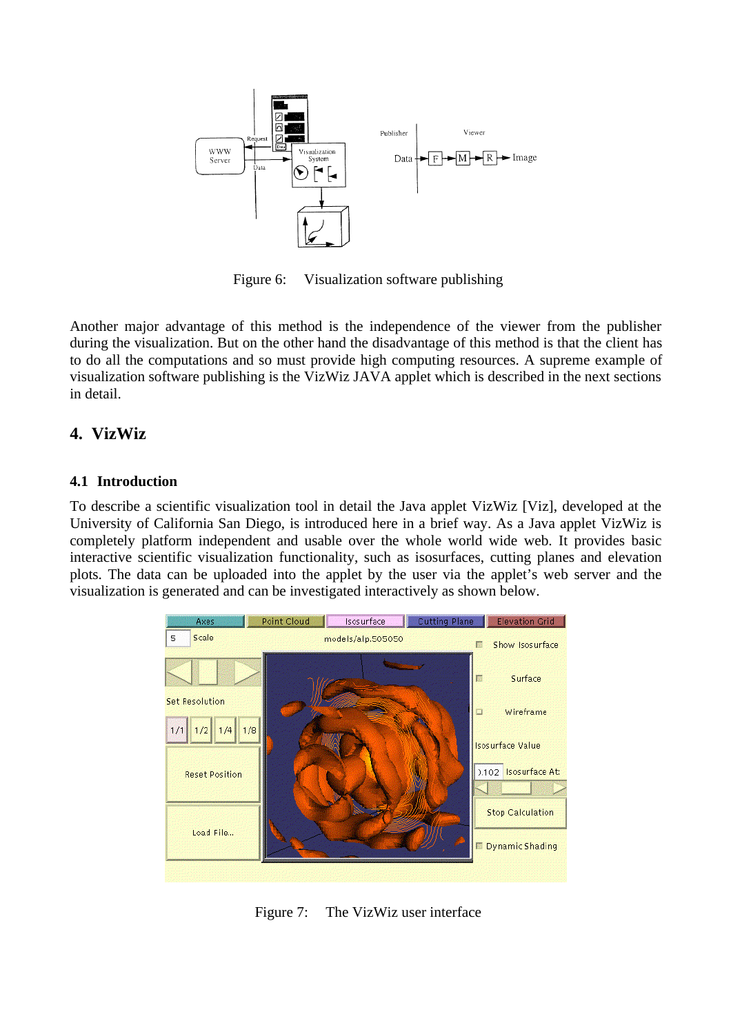Figure 6: Visualization software publishing

Another major advantage of this method is the independence of the viewer from the publisher during the visualization. But on the other hand the disadvantage of this method is that the client has to do all the computations and so must provide high computing resources. A supreme example of visualization software publishing is the VizWiz JAVA applet which is described in the next sections in detail.

## 4. VizWiz

### 4.1 Introduction

To describe a scientific visualization tool in detail the Java applet VizWiz [Viz], developed at the University of California San Diego, is introduced here in a brief way. As a Java applet VizWiz is completely platform independent and usable over the whole world wide web. It provides basic interactive scientific visualization functionality, such as isosurfaces, cutting planes and elevation plots. The data can be uploaded into the applet by the user via the applet's web server and the visualization is generated and can be investigated interactively as shown below.

Figure 7: The VizWiz user interface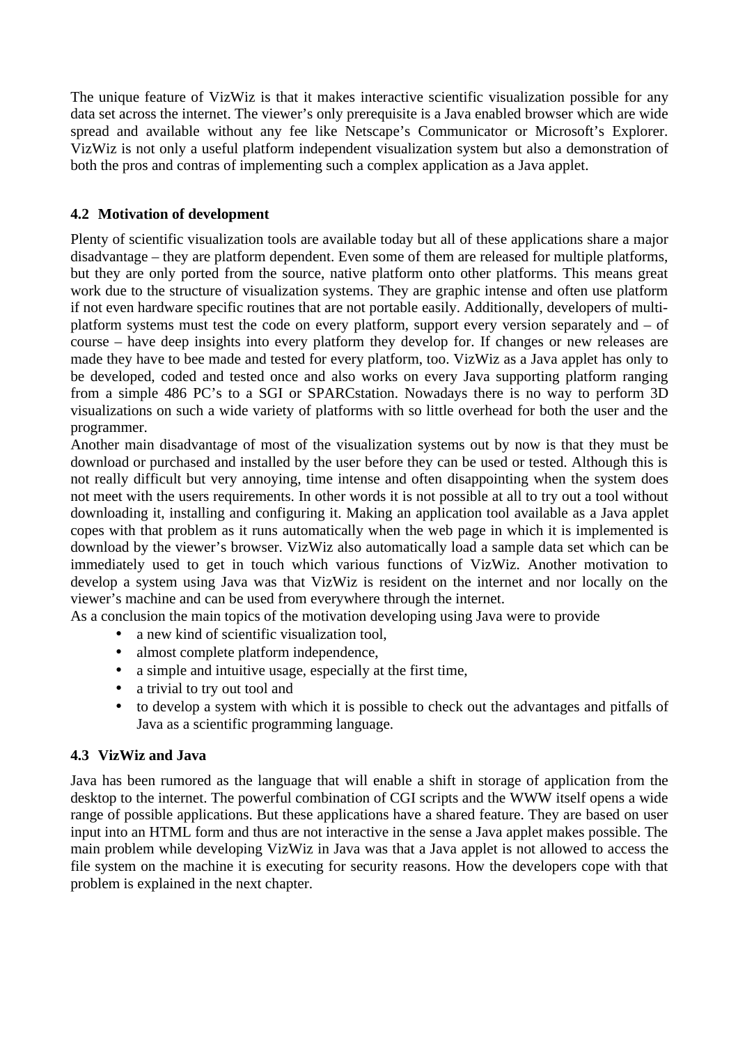The unique feature of VizWiz is that it makes interactive scientific visualization possible for any data set across the internet. The viewer’s only prerequisite is a Java enabled browser which are wide spread and available without any fee like Netscape’s Communicator or Microsoft’s Explorer. VizWiz is not only a useful platform independent visualization system but also a demonstration of both the pros and contras of implementing such a complex application as a Java applet.

### 4.2 Motivation of development

Plenty of scientific visualization tools are available today but all of these applications share a major disadvantage – they are platform dependent. Even some of them are released for multiple platforms, but they are only ported from the source, native platform onto other platforms. This means great work due to the structure of visualization systems. They are graphic intense and often use platform if not even hardware specific routines that are not portable easily. Additionally, developers of multi-platform systems must test the code on every platform, support every version separately and – of course – have deep insights into every platform they develop for. If changes or new releases are made they have to bee made and tested for every platform, too. VizWiz as a Java applet has only to be developed, coded and tested once and also works on every Java supporting platform ranging from a simple 486 PC’s to a SGI or SPARCstation. Nowadays there is no way to perform 3D visualizations on such a wide variety of platforms with so little overhead for both the user and the programmer.

Another main disadvantage of most of the visualization systems out by now is that they must be download or purchased and installed by the user before they can be used or tested. Although this is not really difficult but very annoying, time intense and often disappointing when the system does not meet with the users requirements. In other words it is not possible at all to try out a tool without downloading it, installing and configuring it. Making an application tool available as a Java applet copes with that problem as it runs automatically when the web page in which it is implemented is download by the viewer’s browser. VizWiz also automatically load a sample data set which can be immediately used to get in touch which various functions of VizWiz. Another motivation to develop a system using Java was that VizWiz is resident on the internet and nor locally on the viewer’s machine and can be used from everywhere through the internet.

As a conclusion the main topics of the motivation developing using Java were to provide

- a new kind of scientific visualization tool,
- almost complete platform independence,
- a simple and intuitive usage, especially at the first time,
- a trivial to try out tool and
- to develop a system with which it is possible to check out the advantages and pitfalls of Java as a scientific programming language.

### 4.3 VizWiz and Java

Java has been rumored as the language that will enable a shift in storage of application from the desktop to the internet. The powerful combination of CGI scripts and the WWW itself opens a wide range of possible applications. But these applications have a shared feature. They are based on user input into an HTML form and thus are not interactive in the sense a Java applet makes possible. The main problem while developing VizWiz in Java was that a Java applet is not allowed to access the file system on the machine it is executing for security reasons. How the developers cope with that problem is explained in the next chapter.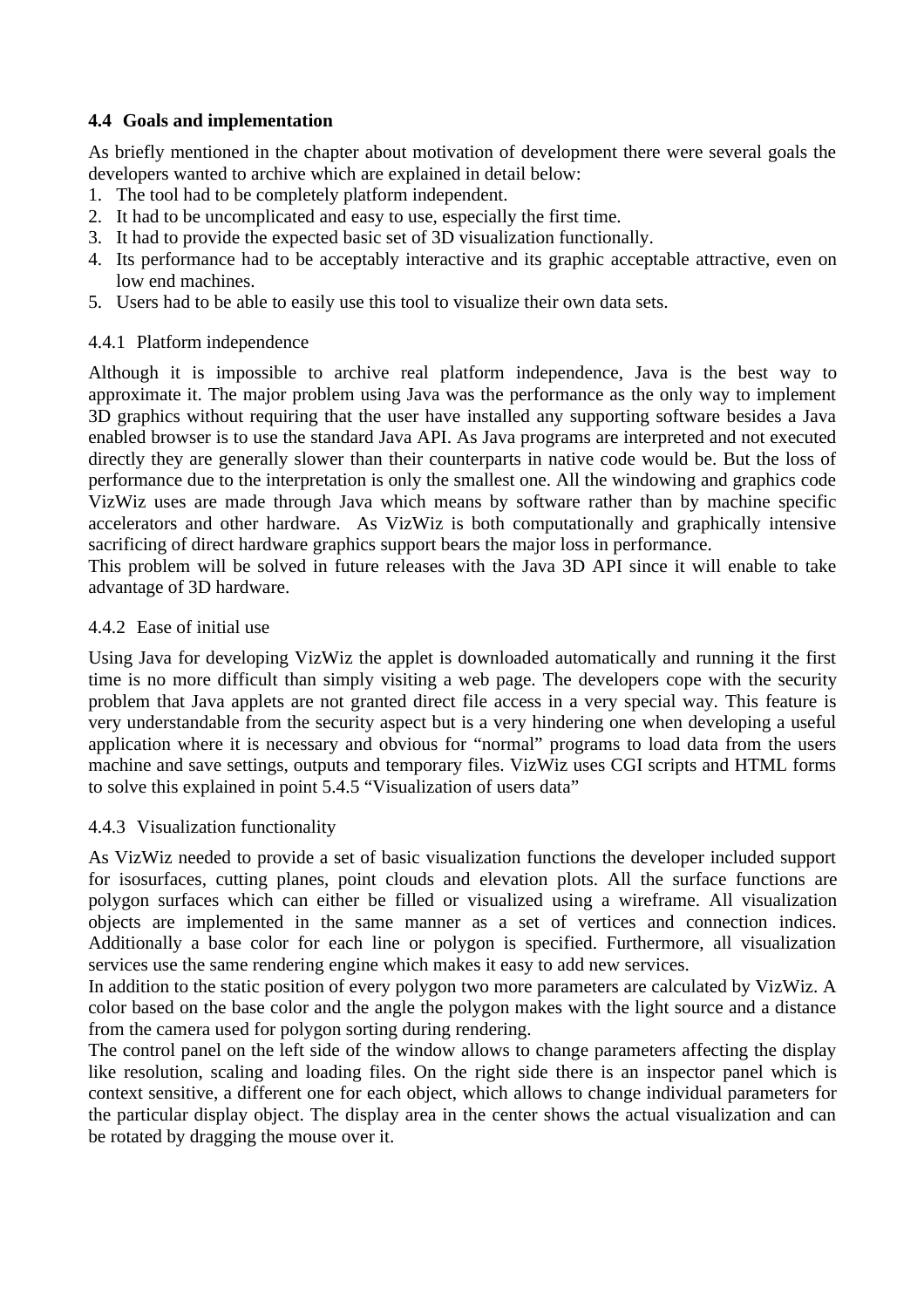### 4.4 Goals and implementation

As briefly mentioned in the chapter about motivation of development there were several goals the developers wanted to archive which are explained in detail below:

1. The tool had to be completely platform independent.
2. It had to be uncomplicated and easy to use, especially the first time.
3. It had to provide the expected basic set of 3D visualization functionally.
4. Its performance had to be acceptably interactive and its graphic acceptable attractive, even on low end machines.
5. Users had to be able to easily use this tool to visualize their own data sets.

#### 4.4.1 Platform independence

Although it is impossible to archive real platform independence, Java is the best way to approximate it. The major problem using Java was the performance as the only way to implement 3D graphics without requiring that the user have installed any supporting software besides a Java enabled browser is to use the standard Java API. As Java programs are interpreted and not executed directly they are generally slower than their counterparts in native code would be. But the loss of performance due to the interpretation is only the smallest one. All the windowing and graphics code VizWiz uses are made through Java which means by software rather than by machine specific accelerators and other hardware. As VizWiz is both computationally and graphically intensive sacrificing of direct hardware graphics support bears the major loss in performance.
This problem will be solved in future releases with the Java 3D API since it will enable to take advantage of 3D hardware.

#### 4.4.2 Ease of initial use

Using Java for developing VizWiz the applet is downloaded automatically and running it the first time is no more difficult than simply visiting a web page. The developers cope with the security problem that Java applets are not granted direct file access in a very special way. This feature is very understandable from the security aspect but is a very hindering one when developing a useful application where it is necessary and obvious for "normal" programs to load data from the users machine and save settings, outputs and temporary files. VizWiz uses CGI scripts and HTML forms to solve this explained in point 5.4.5 "Visualization of users data"

#### 4.4.3 Visualization functionality

As VizWiz needed to provide a set of basic visualization functions the developer included support for isosurfaces, cutting planes, point clouds and elevation plots. All the surface functions are polygon surfaces which can either be filled or visualized using a wireframe. All visualization objects are implemented in the same manner as a set of vertices and connection indices. Additionally a base color for each line or polygon is specified. Furthermore, all visualization services use the same rendering engine which makes it easy to add new services.
In addition to the static position of every polygon two more parameters are calculated by VizWiz. A color based on the base color and the angle the polygon makes with the light source and a distance from the camera used for polygon sorting during rendering.
The control panel on the left side of the window allows to change parameters affecting the display like resolution, scaling and loading files. On the right side there is an inspector panel which is context sensitive, a different one for each object, which allows to change individual parameters for the particular display object. The display area in the center shows the actual visualization and can be rotated by dragging the mouse over it.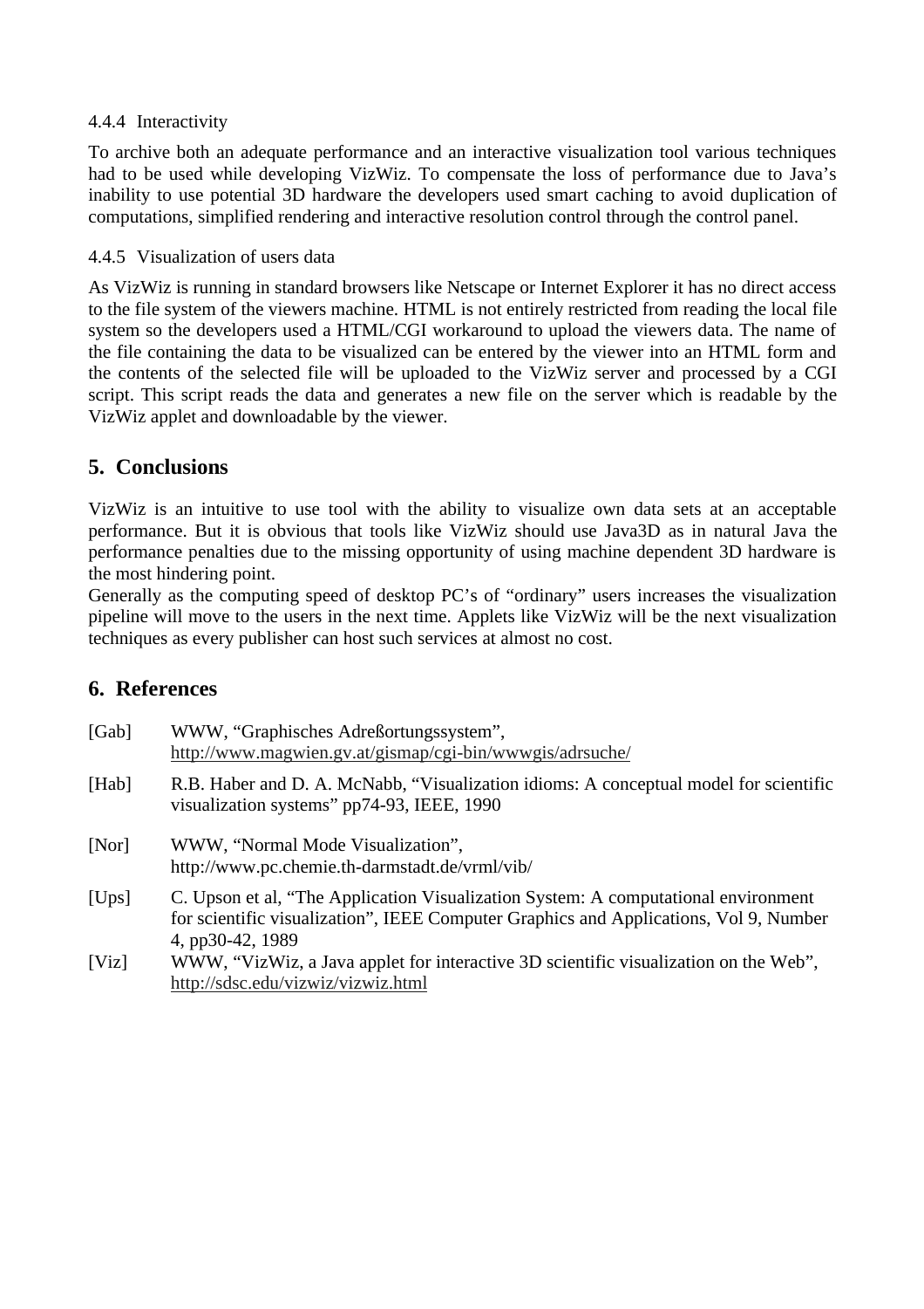#### 4.4.4 Interactivity

To archive both an adequate performance and an interactive visualization tool various techniques had to be used while developing VizWiz. To compensate the loss of performance due to Java's inability to use potential 3D hardware the developers used smart caching to avoid duplication of computations, simplified rendering and interactive resolution control through the control panel.

#### 4.4.5 Visualization of users data

As VizWiz is running in standard browsers like Netscape or Internet Explorer it has no direct access to the file system of the viewers machine. HTML is not entirely restricted from reading the local file system so the developers used a HTML/CGI workaround to upload the viewers data. The name of the file containing the data to be visualized can be entered by the viewer into an HTML form and the contents of the selected file will be uploaded to the VizWiz server and processed by a CGI script. This script reads the data and generates a new file on the server which is readable by the VizWiz applet and downloadable by the viewer.

## 5. Conclusions

VizWiz is an intuitive to use tool with the ability to visualize own data sets at an acceptable performance. But it is obvious that tools like VizWiz should use Java3D as in natural Java the performance penalties due to the missing opportunity of using machine dependent 3D hardware is the most hindering point.

Generally as the computing speed of desktop PC's of "ordinary" users increases the visualization pipeline will move to the users in the next time. Applets like VizWiz will be the next visualization techniques as every publisher can host such services at almost no cost.

## 6. References

[Gab] WWW, "Graphisches Adreßortungssystem", http://www.magwien.gv.at/gismap/cgi-bin/wwwgis/adrsuche/

[Hab] R.B. Haber and D. A. McNabb, "Visualization idioms: A conceptual model for scientific visualization systems" pp74-93, IEEE, 1990

[Nor] WWW, "Normal Mode Visualization", http://www.pc.chemie.th-darmstadt.de/vrml/vib/

[Ups] C. Upson et al, "The Application Visualization System: A computational environment for scientific visualization", IEEE Computer Graphics and Applications, Vol 9, Number 4, pp30-42, 1989

[Viz] WWW, "VizWiz, a Java applet for interactive 3D scientific visualization on the Web", http://sdsc.edu/vizwiz/vizwiz.html